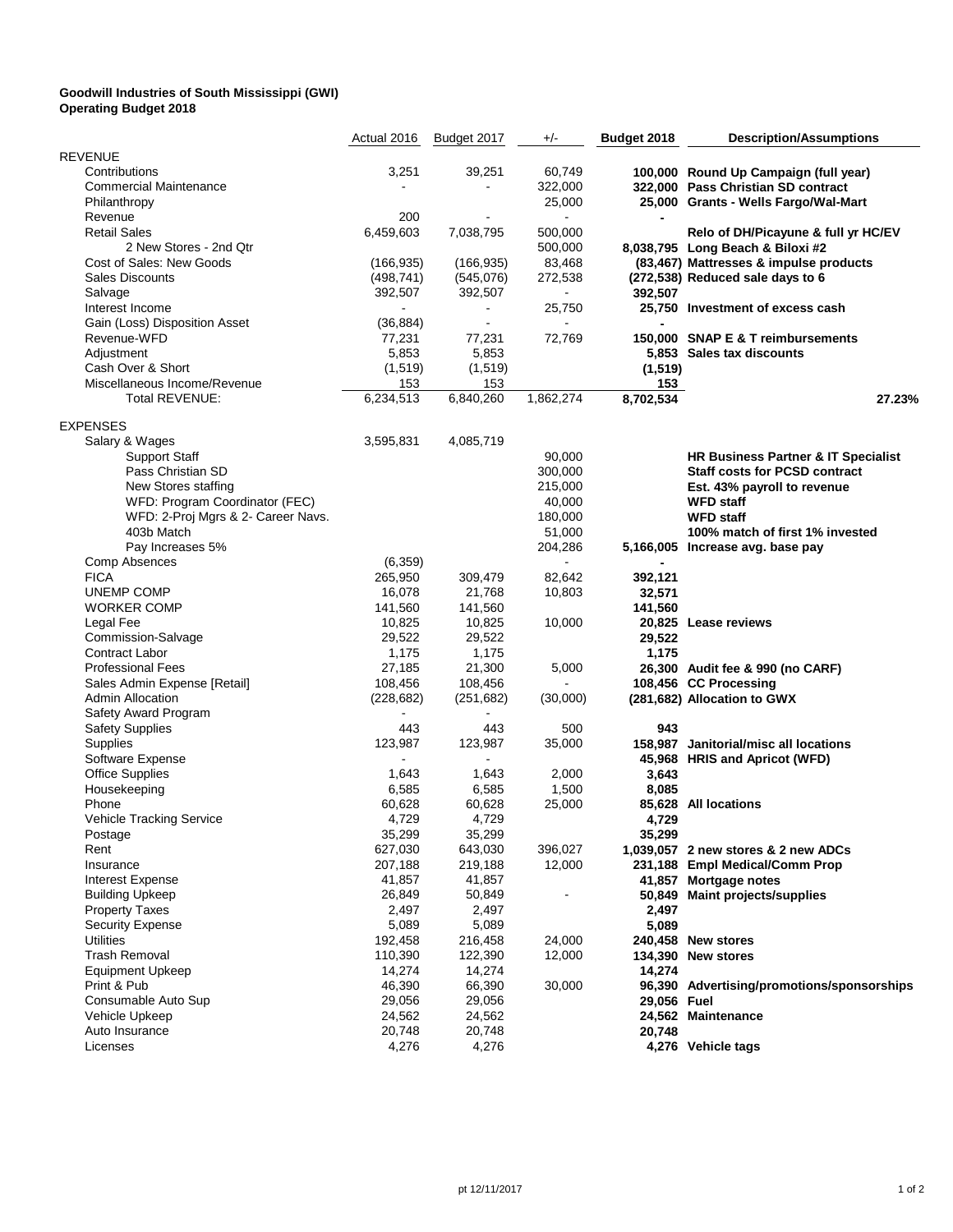**Goodwill Industries of South Mississippi (GWI)**
**Operating Budget 2018**

| | Actual 2016 | Budget 2017 | +/- | **Budget 2018** | **Description/Assumptions** |
|---|---|---|---|---|---|
| REVENUE | | | | | |
| Contributions | 3,251 | 39,251 | 60,749 | **100,000** | **Round Up Campaign (full year)** |
| Commercial Maintenance | - | - | 322,000 | **322,000** | **Pass Christian SD contract** |
| Philanthropy | | | 25,000 | **25,000** | **Grants - Wells Fargo/Wal-Mart** |
| Revenue | 200 | - | - | **-** | |
| Retail Sales | 6,459,603 | 7,038,795 | 500,000 | | **Relo of DH/Picayune & full yr HC/EV** |
| 2 New Stores - 2nd Qtr | | | 500,000 | **8,038,795** | **Long Beach & Biloxi #2** |
| Cost of Sales: New Goods | (166,935) | (166,935) | 83,468 | **(83,467)** | **Mattresses & impulse products** |
| Sales Discounts | (498,741) | (545,076) | 272,538 | **(272,538)** | **Reduced sale days to 6** |
| Salvage | 392,507 | 392,507 | - | **392,507** | |
| Interest Income | - | - | 25,750 | **25,750** | **Investment of excess cash** |
| Gain (Loss) Disposition Asset | (36,884) | - | - | **-** | |
| Revenue-WFD | 77,231 | 77,231 | 72,769 | **150,000** | **SNAP E & T reimbursements** |
| Adjustment | 5,853 | 5,853 | | **5,853** | **Sales tax discounts** |
| Cash Over & Short | (1,519) | (1,519) | | **(1,519)** | |
| Miscellaneous Income/Revenue | 153 | 153 | | **153** | |
| Total REVENUE: | 6,234,513 | 6,840,260 | 1,862,274 | **8,702,534** | **27.23%** |
| EXPENSES | | | | | |
| Salary & Wages | 3,595,831 | 4,085,719 | | | |
| Support Staff | | | 90,000 | | **HR Business Partner & IT Specialist** |
| Pass Christian SD | | | 300,000 | | **Staff costs for PCSD contract** |
| New Stores staffing | | | 215,000 | | **Est. 43% payroll to revenue** |
| WFD: Program Coordinator (FEC) | | | 40,000 | | **WFD staff** |
| WFD: 2-Proj Mgrs & 2- Career Navs. | | | 180,000 | | **WFD staff** |
| 403b Match | | | 51,000 | | **100% match of first 1% invested** |
| Pay Increases 5% | | | 204,286 | **5,166,005** | **Increase avg. base pay** |
| Comp Absences | (6,359) | | - | **-** | |
| FICA | 265,950 | 309,479 | 82,642 | **392,121** | |
| UNEMP COMP | 16,078 | 21,768 | 10,803 | **32,571** | |
| WORKER COMP | 141,560 | 141,560 | | **141,560** | |
| Legal Fee | 10,825 | 10,825 | 10,000 | **20,825** | **Lease reviews** |
| Commission-Salvage | 29,522 | 29,522 | | **29,522** | |
| Contract Labor | 1,175 | 1,175 | | **1,175** | |
| Professional Fees | 27,185 | 21,300 | 5,000 | **26,300** | **Audit fee & 990 (no CARF)** |
| Sales Admin Expense [Retail] | 108,456 | 108,456 | - | **108,456** | **CC Processing** |
| Admin Allocation | (228,682) | (251,682) | (30,000) | **(281,682)** | **Allocation to GWX** |
| Safety Award Program | - | - | | | |
| Safety Supplies | 443 | 443 | 500 | **943** | |
| Supplies | 123,987 | 123,987 | 35,000 | **158,987** | **Janitorial/misc all locations** |
| Software Expense | - | - | | **45,968** | **HRIS and Apricot (WFD)** |
| Office Supplies | 1,643 | 1,643 | 2,000 | **3,643** | |
| Housekeeping | 6,585 | 6,585 | 1,500 | **8,085** | |
| Phone | 60,628 | 60,628 | 25,000 | **85,628** | **All locations** |
| Vehicle Tracking Service | 4,729 | 4,729 | | **4,729** | |
| Postage | 35,299 | 35,299 | | **35,299** | |
| Rent | 627,030 | 643,030 | 396,027 | **1,039,057** | **2 new stores & 2 new ADCs** |
| Insurance | 207,188 | 219,188 | 12,000 | **231,188** | **Empl Medical/Comm Prop** |
| Interest Expense | 41,857 | 41,857 | | **41,857** | **Mortgage notes** |
| Building Upkeep | 26,849 | 50,849 | - | **50,849** | **Maint projects/supplies** |
| Property Taxes | 2,497 | 2,497 | | **2,497** | |
| Security Expense | 5,089 | 5,089 | | **5,089** | |
| Utilities | 192,458 | 216,458 | 24,000 | **240,458** | **New stores** |
| Trash Removal | 110,390 | 122,390 | 12,000 | **134,390** | **New stores** |
| Equipment Upkeep | 14,274 | 14,274 | | **14,274** | |
| Print & Pub | 46,390 | 66,390 | 30,000 | **96,390** | **Advertising/promotions/sponsorships** |
| Consumable Auto Sup | 29,056 | 29,056 | | **29,056** | **Fuel** |
| Vehicle Upkeep | 24,562 | 24,562 | | **24,562** | **Maintenance** |
| Auto Insurance | 20,748 | 20,748 | | **20,748** | |
| Licenses | 4,276 | 4,276 | | **4,276** | **Vehicle tags** |

pt 12/11/2017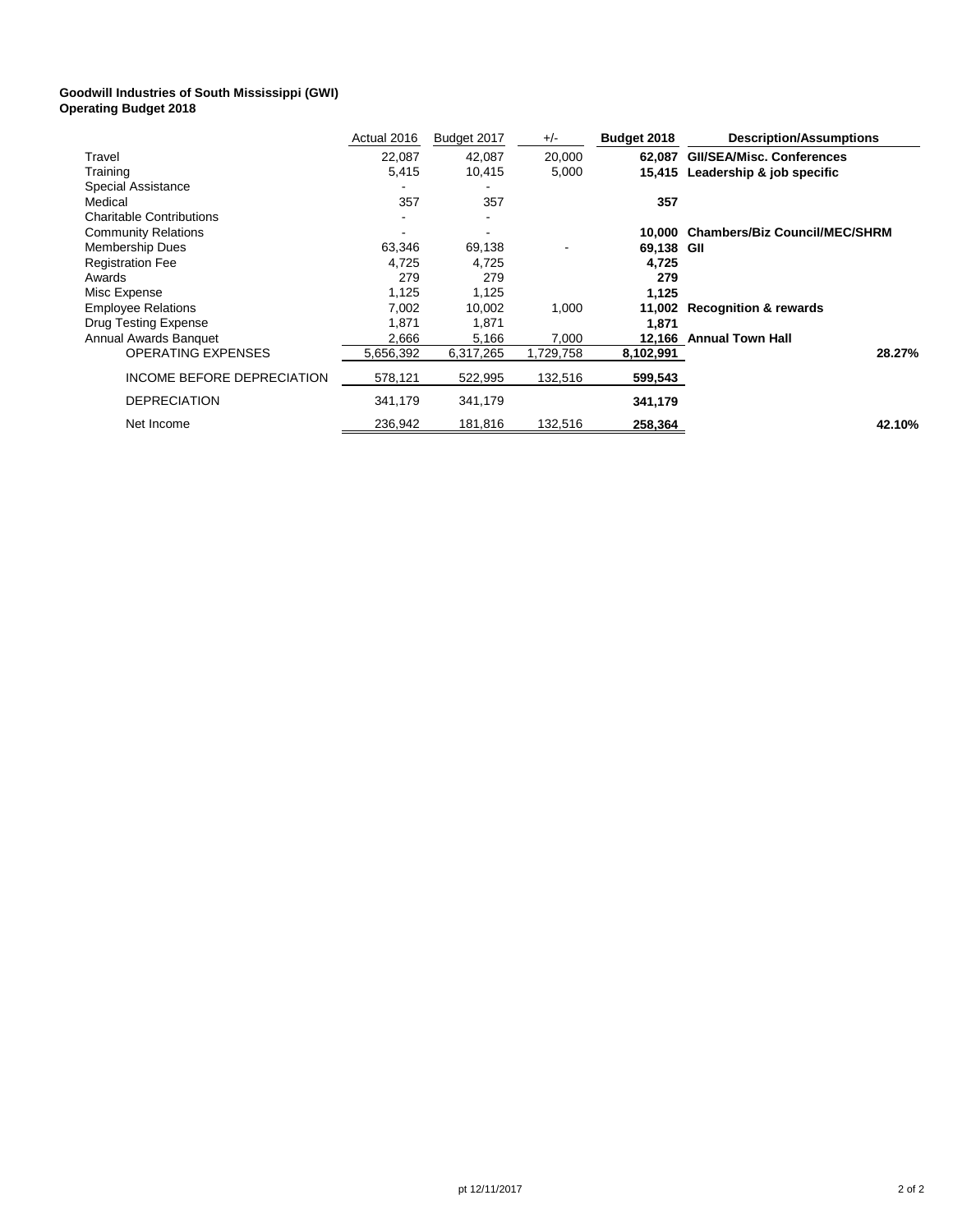**Goodwill Industries of South Mississippi (GWI)**
**Operating Budget 2018**

| | Actual 2016 | Budget 2017 | +/- | **Budget 2018** | **Description/Assumptions** |
|---|---|---|---|---|---|
| Travel | 22,087 | 42,087 | 20,000 | **62,087** | **GII/SEA/Misc. Conferences** |
| Training | 5,415 | 10,415 | 5,000 | **15,415** | **Leadership & job specific** |
| Special Assistance | - | - | | | |
| Medical | 357 | 357 | | **357** | |
| Charitable Contributions | - | - | | | |
| Community Relations | - | - | | **10,000** | **Chambers/Biz Council/MEC/SHRM** |
| Membership Dues | 63,346 | 69,138 | - | **69,138** | **GII** |
| Registration Fee | 4,725 | 4,725 | | **4,725** | |
| Awards | 279 | 279 | | **279** | |
| Misc Expense | 1,125 | 1,125 | | **1,125** | |
| Employee Relations | 7,002 | 10,002 | 1,000 | **11,002** | **Recognition & rewards** |
| Drug Testing Expense | 1,871 | 1,871 | | **1,871** | |
| Annual Awards Banquet | 2,666 | 5,166 | 7,000 | **12,166** | **Annual Town Hall** |
| OPERATING EXPENSES | 5,656,392 | 6,317,265 | 1,729,758 | **8,102,991** | **28.27%** |
| INCOME BEFORE DEPRECIATION | 578,121 | 522,995 | 132,516 | **599,543** | |
| DEPRECIATION | 341,179 | 341,179 | | **341,179** | |
| Net Income | 236,942 | 181,816 | 132,516 | **258,364** | **42.10%** |

pt 12/11/2017